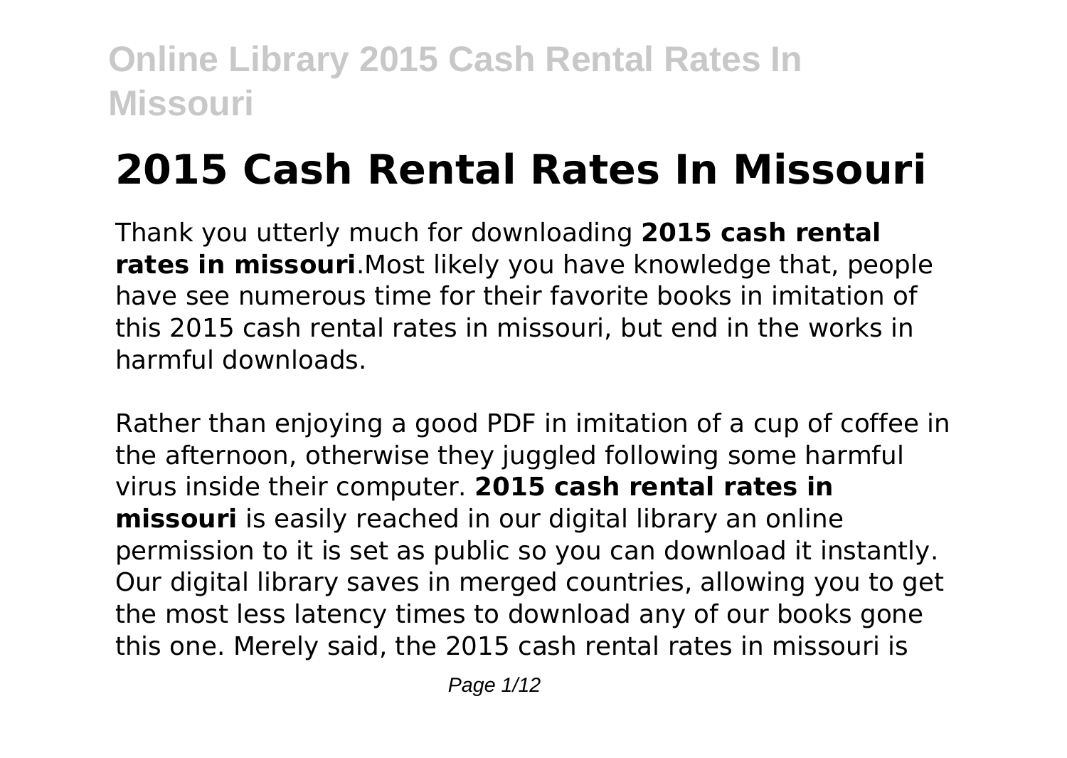# 2015 Cash Rental Rates In Missouri

Thank you utterly much for downloading **2015 cash rental rates in missouri**.Most likely you have knowledge that, people have see numerous time for their favorite books in imitation of this 2015 cash rental rates in missouri, but end in the works in harmful downloads.

Rather than enjoying a good PDF in imitation of a cup of coffee in the afternoon, otherwise they juggled following some harmful virus inside their computer. **2015 cash rental rates in missouri** is easily reached in our digital library an online permission to it is set as public so you can download it instantly. Our digital library saves in merged countries, allowing you to get the most less latency times to download any of our books gone this one. Merely said, the 2015 cash rental rates in missouri is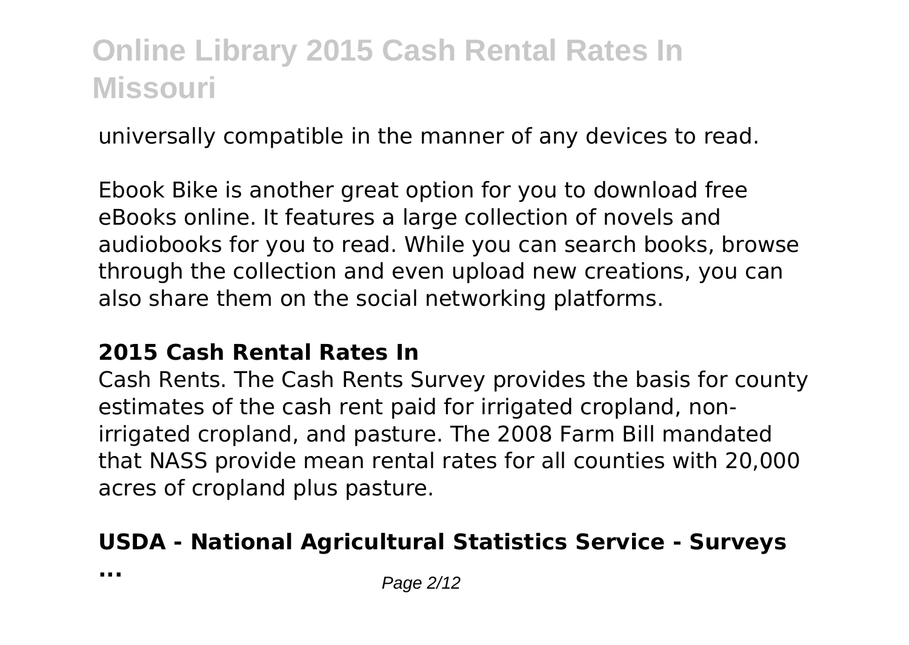universally compatible in the manner of any devices to read.

Ebook Bike is another great option for you to download free eBooks online. It features a large collection of novels and audiobooks for you to read. While you can search books, browse through the collection and even upload new creations, you can also share them on the social networking platforms.

**2015 Cash Rental Rates In**

Cash Rents. The Cash Rents Survey provides the basis for county estimates of the cash rent paid for irrigated cropland, non-irrigated cropland, and pasture. The 2008 Farm Bill mandated that NASS provide mean rental rates for all counties with 20,000 acres of cropland plus pasture.

**USDA - National Agricultural Statistics Service - Surveys ...**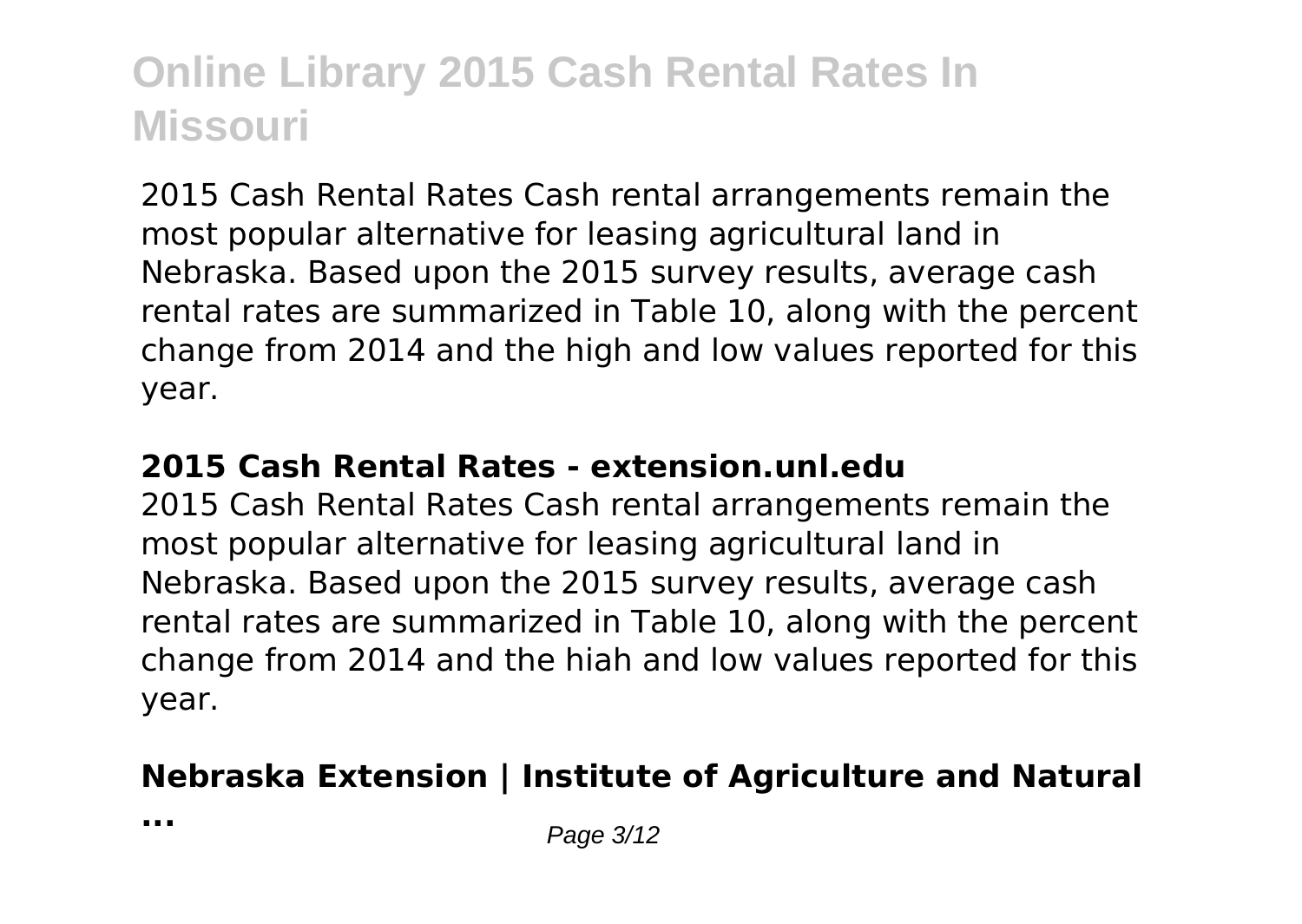2015 Cash Rental Rates Cash rental arrangements remain the most popular alternative for leasing agricultural land in Nebraska. Based upon the 2015 survey results, average cash rental rates are summarized in Table 10, along with the percent change from 2014 and the high and low values reported for this year.

**2015 Cash Rental Rates - extension.unl.edu**

2015 Cash Rental Rates Cash rental arrangements remain the most popular alternative for leasing agricultural land in Nebraska. Based upon the 2015 survey results, average cash rental rates are summarized in Table 10, along with the percent change from 2014 and the hiah and low values reported for this year.

**Nebraska Extension | Institute of Agriculture and Natural ...**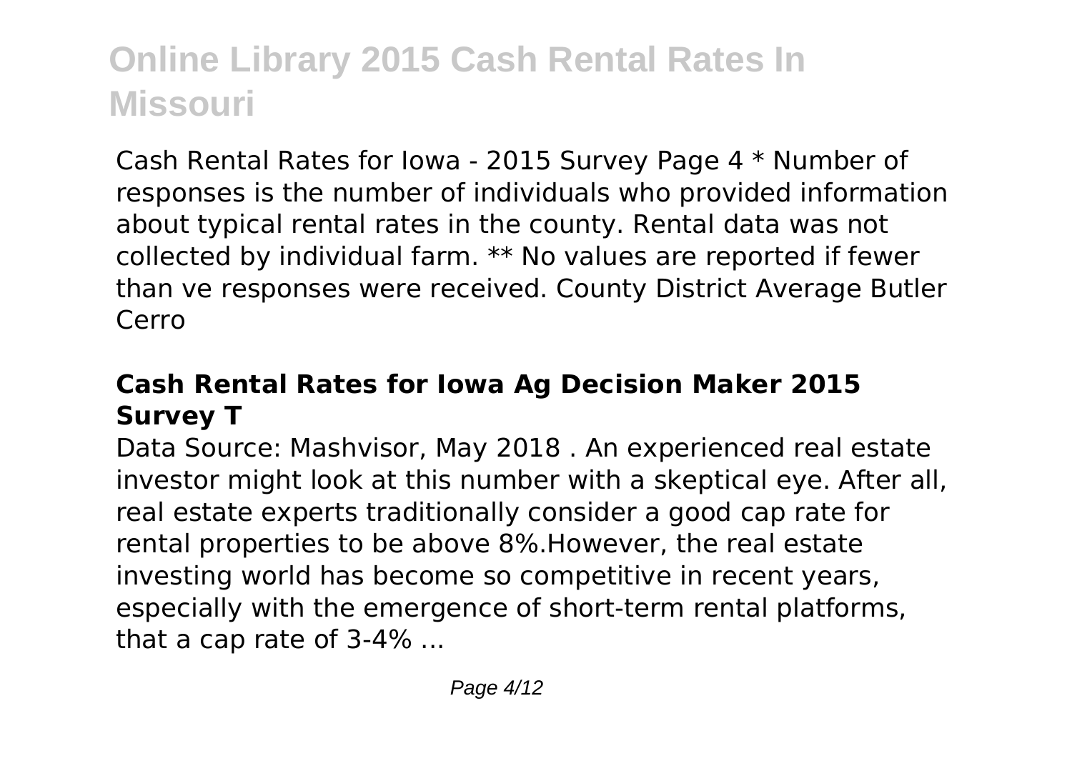Cash Rental Rates for Iowa - 2015 Survey Page 4 * Number of responses is the number of individuals who provided information about typical rental rates in the county. Rental data was not collected by individual farm. ** No values are reported if fewer than ve responses were received. County District Average Butler Cerro

### Cash Rental Rates for Iowa Ag Decision Maker 2015 Survey T

Data Source: Mashvisor, May 2018 . An experienced real estate investor might look at this number with a skeptical eye. After all, real estate experts traditionally consider a good cap rate for rental properties to be above 8%.However, the real estate investing world has become so competitive in recent years, especially with the emergence of short-term rental platforms, that a cap rate of 3-4% ...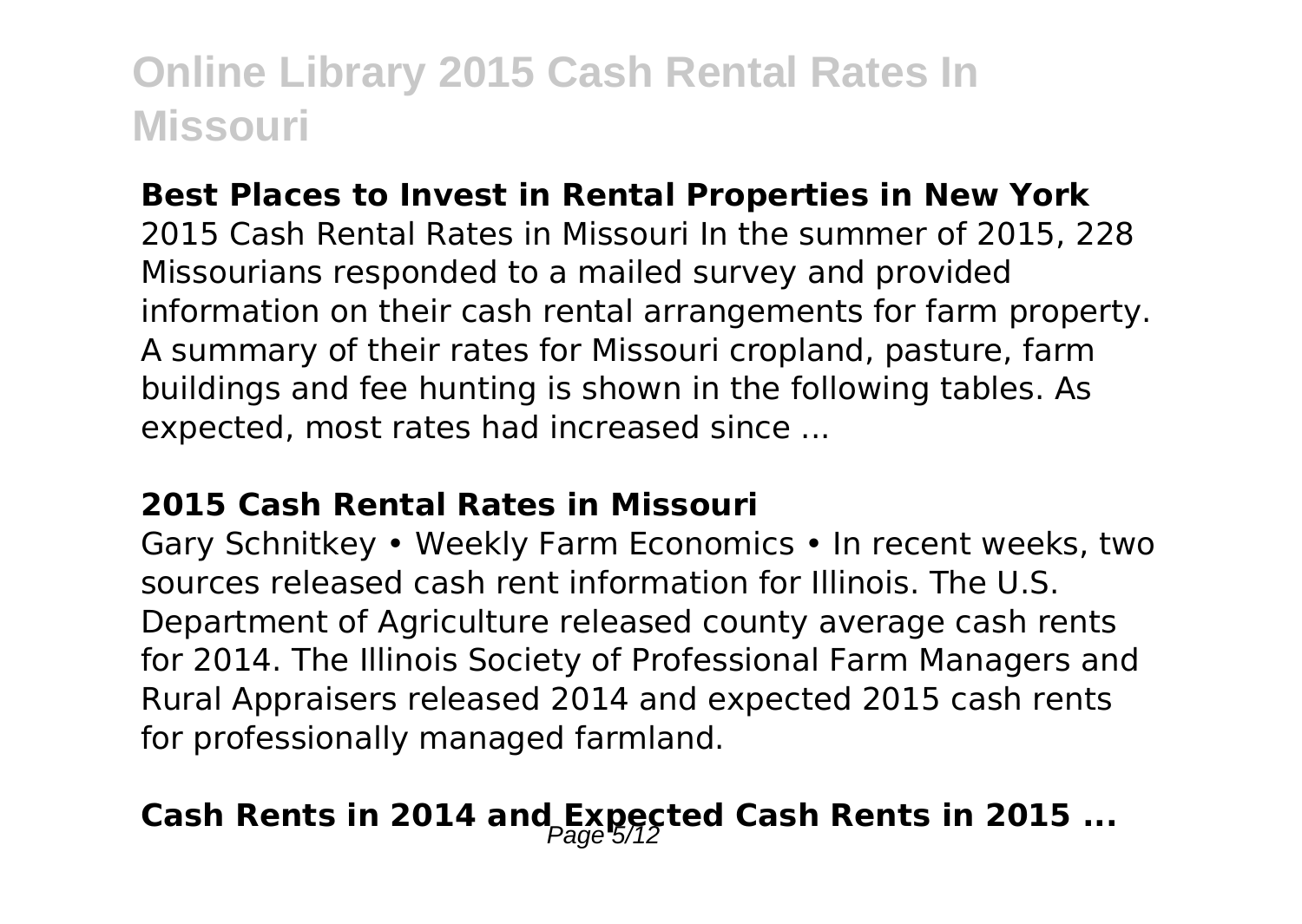### Best Places to Invest in Rental Properties in New York

2015 Cash Rental Rates in Missouri In the summer of 2015, 228 Missourians responded to a mailed survey and provided information on their cash rental arrangements for farm property. A summary of their rates for Missouri cropland, pasture, farm buildings and fee hunting is shown in the following tables. As expected, most rates had increased since ...

### 2015 Cash Rental Rates in Missouri

Gary Schnitkey • Weekly Farm Economics • In recent weeks, two sources released cash rent information for Illinois. The U.S. Department of Agriculture released county average cash rents for 2014. The Illinois Society of Professional Farm Managers and Rural Appraisers released 2014 and expected 2015 cash rents for professionally managed farmland.

## Cash Rents in 2014 and Expected Cash Rents in 2015 ...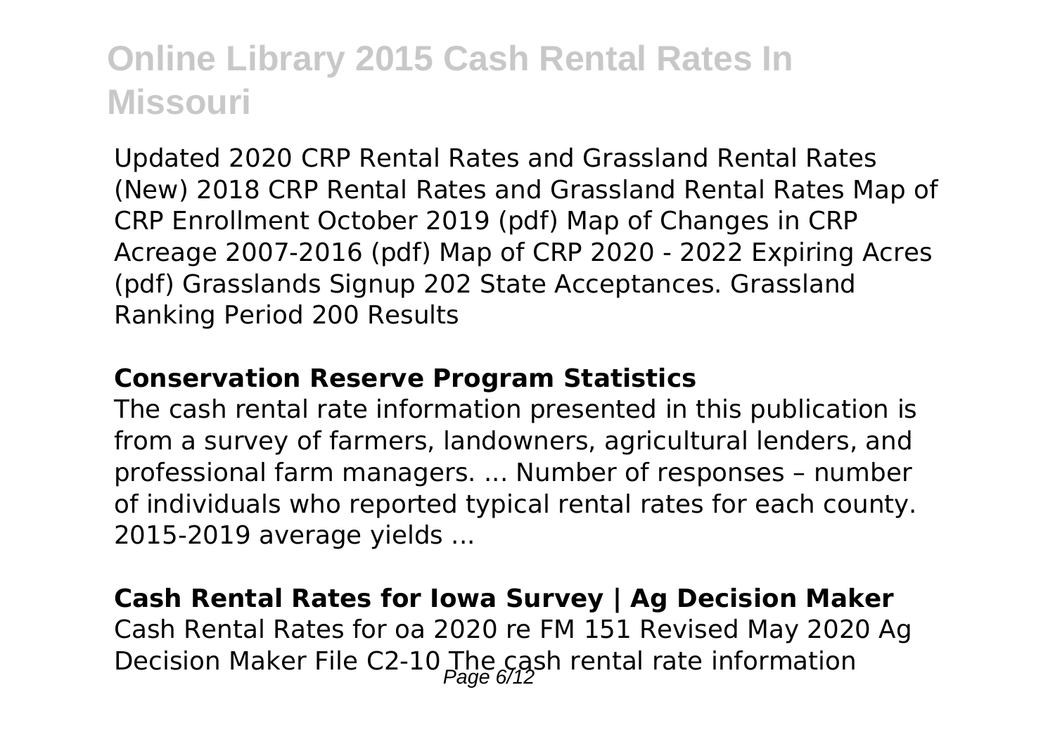Updated 2020 CRP Rental Rates and Grassland Rental Rates (New) 2018 CRP Rental Rates and Grassland Rental Rates Map of CRP Enrollment October 2019 (pdf) Map of Changes in CRP Acreage 2007-2016 (pdf) Map of CRP 2020 - 2022 Expiring Acres (pdf) Grasslands Signup 202 State Acceptances. Grassland Ranking Period 200 Results

**Conservation Reserve Program Statistics**

The cash rental rate information presented in this publication is from a survey of farmers, landowners, agricultural lenders, and professional farm managers. ... Number of responses – number of individuals who reported typical rental rates for each county. 2015-2019 average yields ...

**Cash Rental Rates for Iowa Survey | Ag Decision Maker**

Cash Rental Rates for oa 2020 re FM 151 Revised May 2020 Ag Decision Maker File C2-10 The cash rental rate information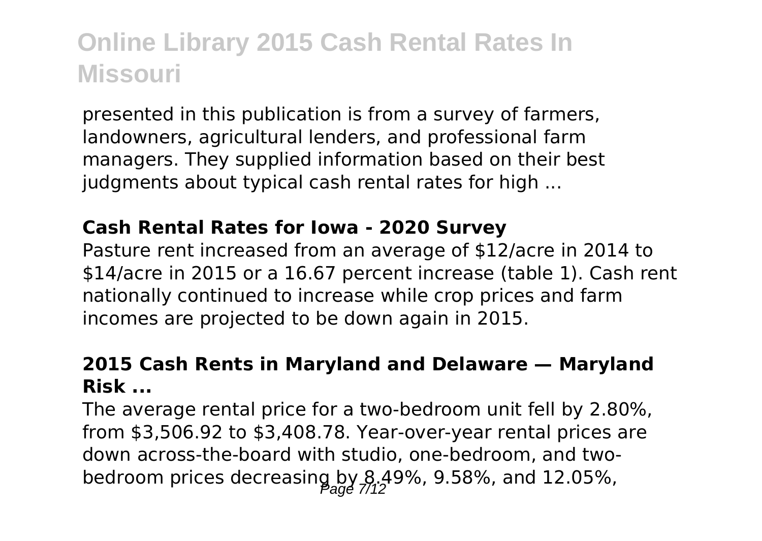presented in this publication is from a survey of farmers, landowners, agricultural lenders, and professional farm managers. They supplied information based on their best judgments about typical cash rental rates for high ...

**Cash Rental Rates for Iowa - 2020 Survey**

Pasture rent increased from an average of $12/acre in 2014 to $14/acre in 2015 or a 16.67 percent increase (table 1). Cash rent nationally continued to increase while crop prices and farm incomes are projected to be down again in 2015.

**2015 Cash Rents in Maryland and Delaware — Maryland Risk ...**

The average rental price for a two-bedroom unit fell by 2.80%, from $3,506.92 to $3,408.78. Year-over-year rental prices are down across-the-board with studio, one-bedroom, and two-bedroom prices decreasing by 8.49%, 9.58%, and 12.05%,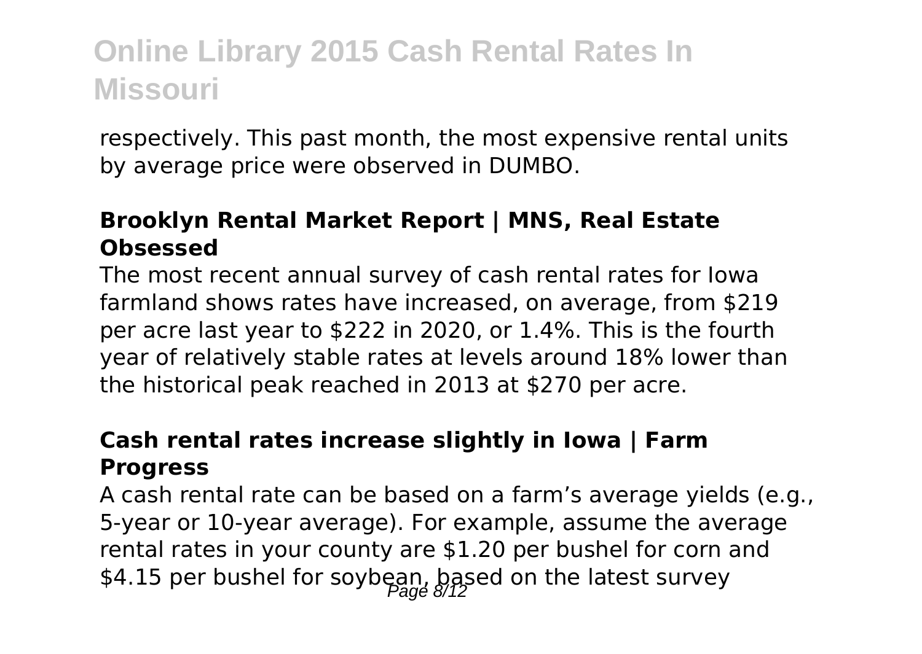respectively. This past month, the most expensive rental units by average price were observed in DUMBO.

**Brooklyn Rental Market Report | MNS, Real Estate Obsessed**

The most recent annual survey of cash rental rates for Iowa farmland shows rates have increased, on average, from $219 per acre last year to $222 in 2020, or 1.4%. This is the fourth year of relatively stable rates at levels around 18% lower than the historical peak reached in 2013 at $270 per acre.

**Cash rental rates increase slightly in Iowa | Farm Progress**

A cash rental rate can be based on a farm's average yields (e.g., 5-year or 10-year average). For example, assume the average rental rates in your county are $1.20 per bushel for corn and $4.15 per bushel for soybean, based on the latest survey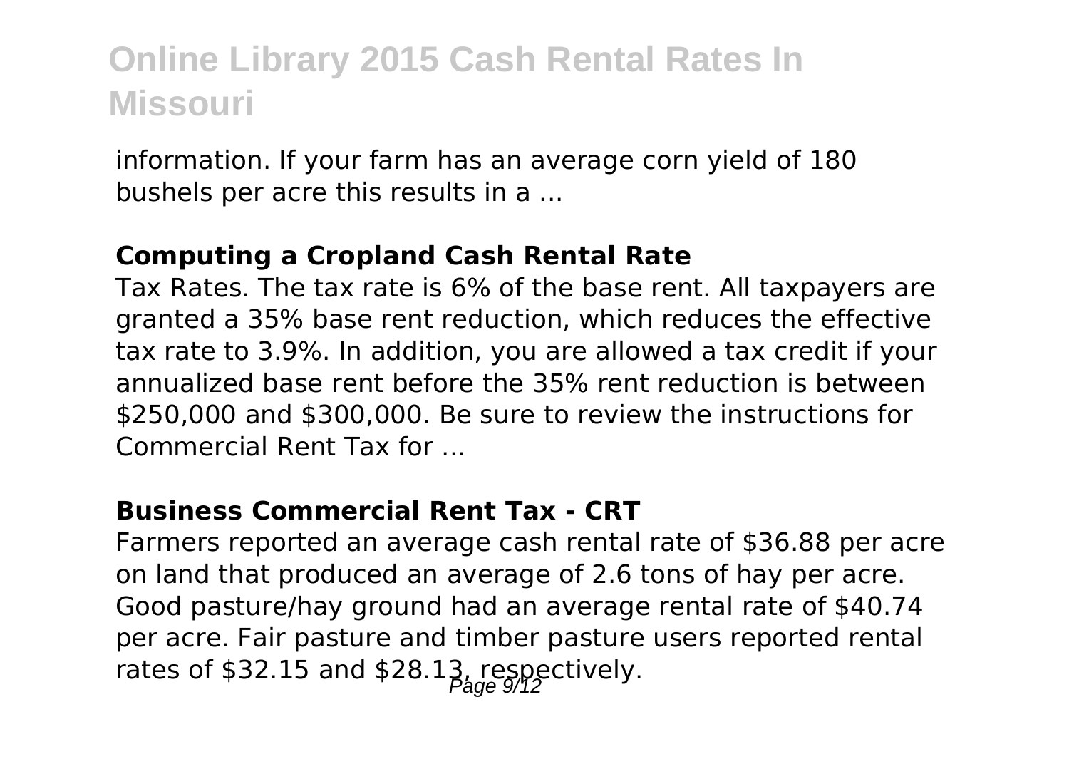information. If your farm has an average corn yield of 180 bushels per acre this results in a ...

**Computing a Cropland Cash Rental Rate**

Tax Rates. The tax rate is 6% of the base rent. All taxpayers are granted a 35% base rent reduction, which reduces the effective tax rate to 3.9%. In addition, you are allowed a tax credit if your annualized base rent before the 35% rent reduction is between $250,000 and $300,000. Be sure to review the instructions for Commercial Rent Tax for ...

**Business Commercial Rent Tax - CRT**

Farmers reported an average cash rental rate of $36.88 per acre on land that produced an average of 2.6 tons of hay per acre. Good pasture/hay ground had an average rental rate of $40.74 per acre. Fair pasture and timber pasture users reported rental rates of $32.15 and $28.13, respectively.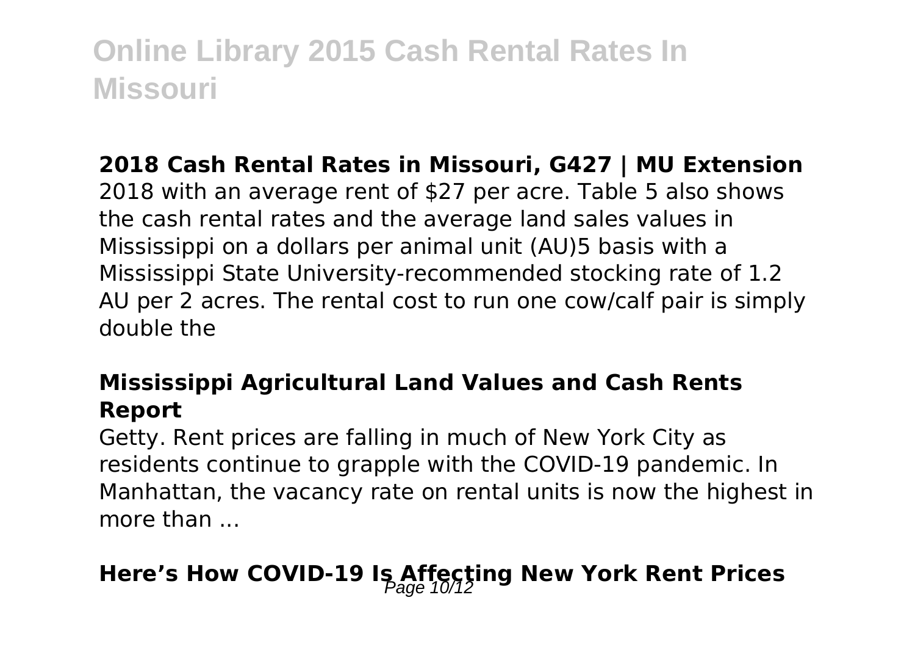**2018 Cash Rental Rates in Missouri, G427 | MU Extension**

2018 with an average rent of $27 per acre. Table 5 also shows the cash rental rates and the average land sales values in Mississippi on a dollars per animal unit (AU)5 basis with a Mississippi State University-recommended stocking rate of 1.2 AU per 2 acres. The rental cost to run one cow/calf pair is simply double the

**Mississippi Agricultural Land Values and Cash Rents Report**

Getty. Rent prices are falling in much of New York City as residents continue to grapple with the COVID-19 pandemic. In Manhattan, the vacancy rate on rental units is now the highest in more than ...

## Here's How COVID-19 Is Affecting New York Rent Prices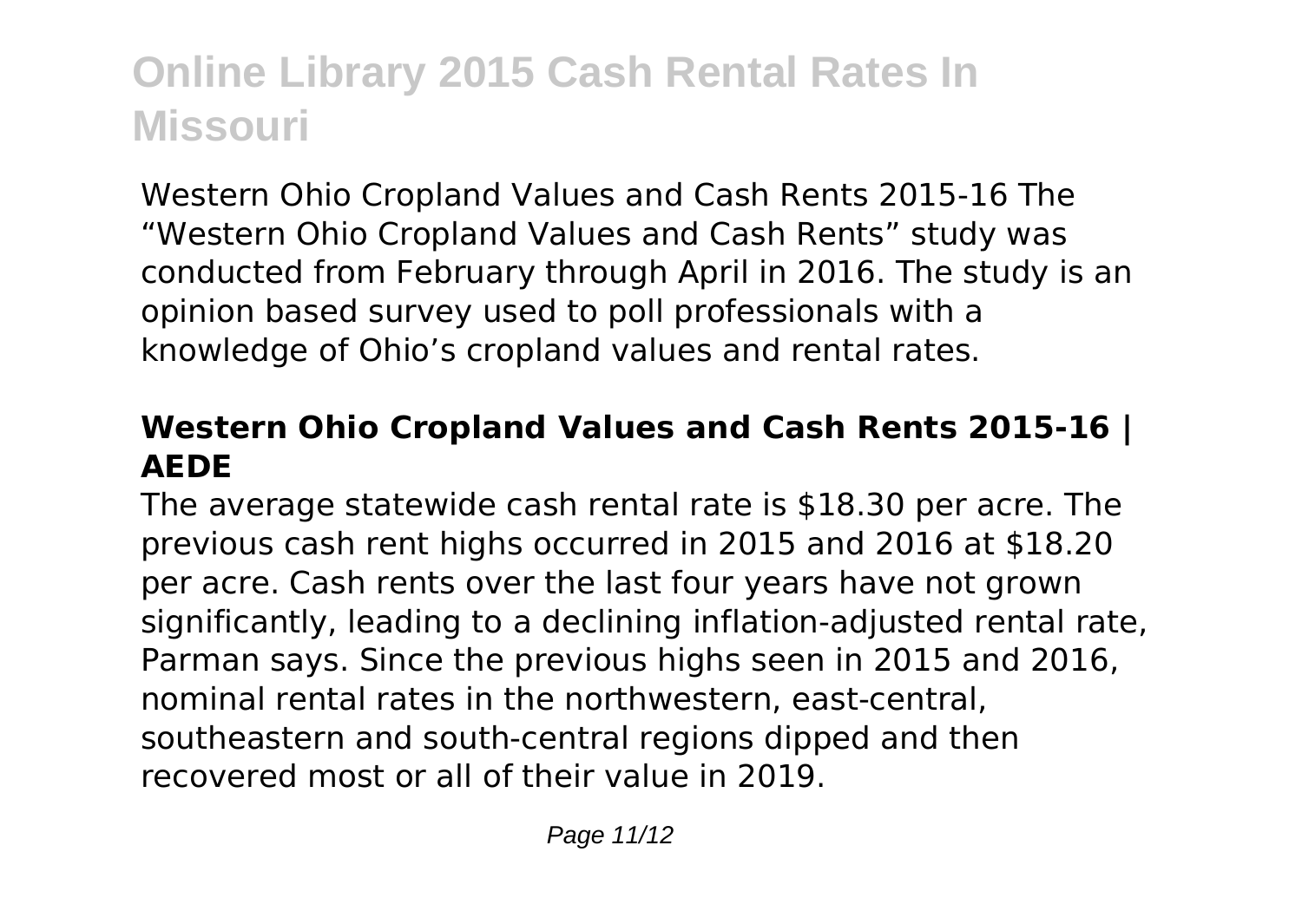Western Ohio Cropland Values and Cash Rents 2015-16 The "Western Ohio Cropland Values and Cash Rents" study was conducted from February through April in 2016. The study is an opinion based survey used to poll professionals with a knowledge of Ohio's cropland values and rental rates.

### Western Ohio Cropland Values and Cash Rents 2015-16 | AEDE

The average statewide cash rental rate is $18.30 per acre. The previous cash rent highs occurred in 2015 and 2016 at $18.20 per acre. Cash rents over the last four years have not grown significantly, leading to a declining inflation-adjusted rental rate, Parman says. Since the previous highs seen in 2015 and 2016, nominal rental rates in the northwestern, east-central, southeastern and south-central regions dipped and then recovered most or all of their value in 2019.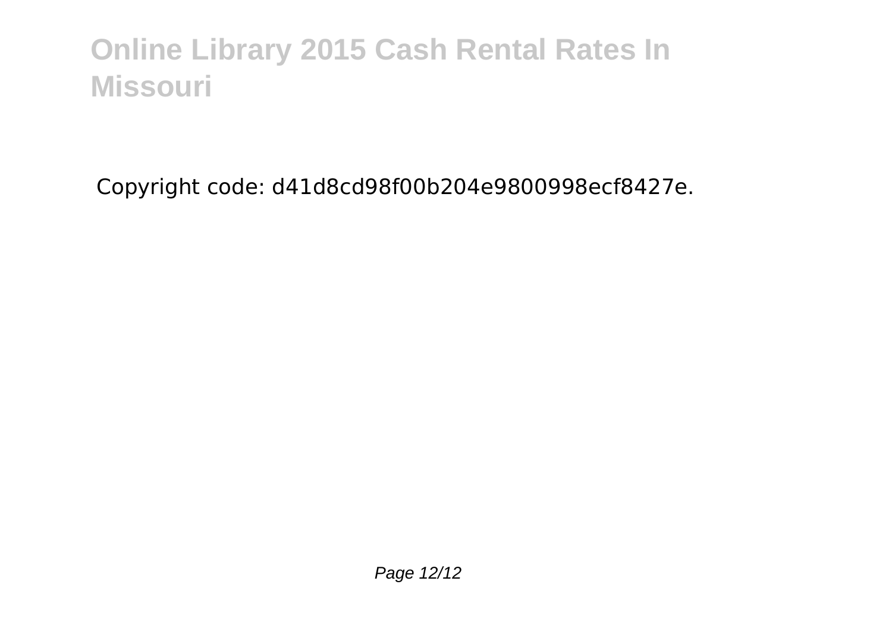Copyright code: d41d8cd98f00b204e9800998ecf8427e.